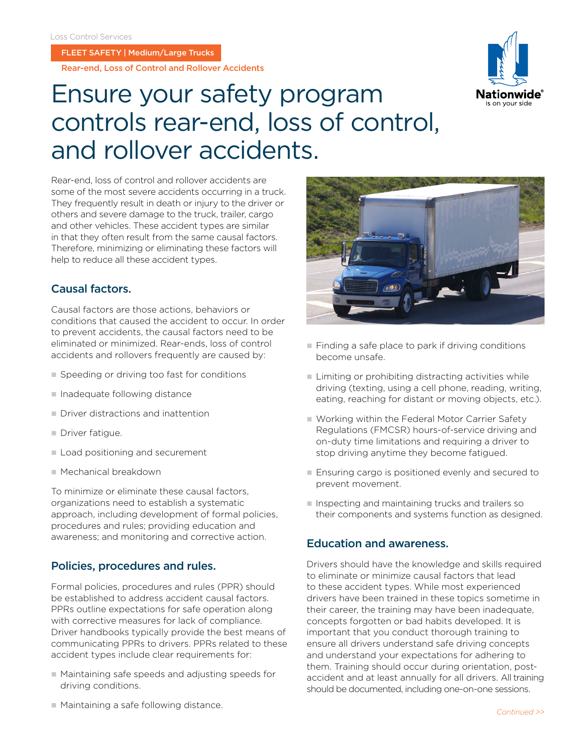Loss Control Services

FLEET SAFETY | Medium/Large Trucks

Rear-end, Loss of Control and Rollover Accidents

# Ensure your safety program controls rear-end, loss of control, and rollover accidents.

Rear-end, loss of control and rollover accidents are some of the most severe accidents occurring in a truck. They frequently result in death or injury to the driver or others and severe damage to the truck, trailer, cargo and other vehicles. These accident types are similar in that they often result from the same causal factors. Therefore, minimizing or eliminating these factors will help to reduce all these accident types.

## Causal factors.

Causal factors are those actions, behaviors or conditions that caused the accident to occur. In order to prevent accidents, the causal factors need to be eliminated or minimized. Rear-ends, loss of control accidents and rollovers frequently are caused by:

- Speeding or driving too fast for conditions
- Inadequate following distance
- Driver distractions and inattention
- Driver fatigue.
- Load positioning and securement
- Mechanical breakdown

To minimize or eliminate these causal factors, organizations need to establish a systematic approach, including development of formal policies, procedures and rules; providing education and awareness; and monitoring and corrective action.

## Policies, procedures and rules.

Formal policies, procedures and rules (PPR) should be established to address accident causal factors. PPRs outline expectations for safe operation along with corrective measures for lack of compliance. Driver handbooks typically provide the best means of communicating PPRs to drivers. PPRs related to these accident types include clear requirements for:

- Maintaining safe speeds and adjusting speeds for driving conditions.
- Maintaining a safe following distance.
- Finding a safe place to park if driving conditions become unsafe.
- Limiting or prohibiting distracting activities while driving (texting, using a cell phone, reading, writing, eating, reaching for distant or moving objects, etc.).
- Working within the Federal Motor Carrier Safety Regulations (FMCSR) hours-of-service driving and on-duty time limitations and requiring a driver to stop driving anytime they become fatigued.
- Ensuring cargo is positioned evenly and secured to prevent movement.
- Inspecting and maintaining trucks and trailers so their components and systems function as designed.

## Education and awareness.

Drivers should have the knowledge and skills required to eliminate or minimize causal factors that lead to these accident types. While most experienced drivers have been trained in these topics sometime in their career, the training may have been inadequate, concepts forgotten or bad habits developed. It is important that you conduct thorough training to ensure all drivers understand safe driving concepts and understand your expectations for adhering to them. Training should occur during orientation, post-accident and at least annually for all drivers. All training should be documented, including one-on-one sessions.

*Continued >>*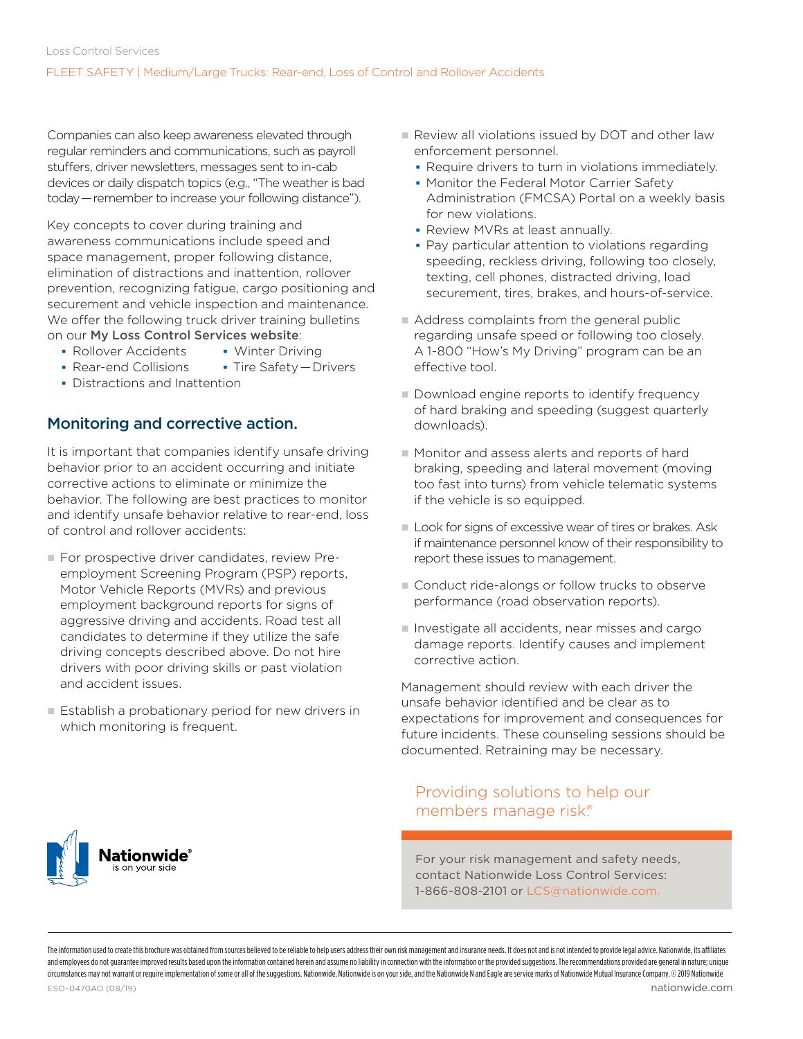Companies can also keep awareness elevated through regular reminders and communications, such as payroll stuffers, driver newsletters, messages sent to in-cab devices or daily dispatch topics (e.g., "The weather is bad today—remember to increase your following distance").

Key concepts to cover during training and awareness communications include speed and space management, proper following distance, elimination of distractions and inattention, rollover prevention, recognizing fatigue, cargo positioning and securement and vehicle inspection and maintenance. We offer the following truck driver training bulletins on our **My Loss Control Services website**:

- Rollover Accidents
- Rear-end Collisions
- Distractions and Inattention
- Winter Driving
- Tire Safety—Drivers

## Monitoring and corrective action.

It is important that companies identify unsafe driving behavior prior to an accident occurring and initiate corrective actions to eliminate or minimize the behavior. The following are best practices to monitor and identify unsafe behavior relative to rear-end, loss of control and rollover accidents:

- For prospective driver candidates, review Pre-employment Screening Program (PSP) reports, Motor Vehicle Reports (MVRs) and previous employment background reports for signs of aggressive driving and accidents. Road test all candidates to determine if they utilize the safe driving concepts described above. Do not hire drivers with poor driving skills or past violation and accident issues.
- Establish a probationary period for new drivers in which monitoring is frequent.
- Review all violations issued by DOT and other law enforcement personnel.
  - Require drivers to turn in violations immediately.
  - Monitor the Federal Motor Carrier Safety Administration (FMCSA) Portal on a weekly basis for new violations.
  - Review MVRs at least annually.
  - Pay particular attention to violations regarding speeding, reckless driving, following too closely, texting, cell phones, distracted driving, load securement, tires, brakes, and hours-of-service.
- Address complaints from the general public regarding unsafe speed or following too closely. A 1-800 "How's My Driving" program can be an effective tool.
- Download engine reports to identify frequency of hard braking and speeding (suggest quarterly downloads).
- Monitor and assess alerts and reports of hard braking, speeding and lateral movement (moving too fast into turns) from vehicle telematic systems if the vehicle is so equipped.
- Look for signs of excessive wear of tires or brakes. Ask if maintenance personnel know of their responsibility to report these issues to management.
- Conduct ride-alongs or follow trucks to observe performance (road observation reports).
- Investigate all accidents, near misses and cargo damage reports. Identify causes and implement corrective action.

Management should review with each driver the unsafe behavior identified and be clear as to expectations for improvement and consequences for future incidents. These counseling sessions should be documented. Retraining may be necessary.

Providing solutions to help our members manage risk®

For your risk management and safety needs, contact Nationwide Loss Control Services: 1-866-808-2101 or LCS@nationwide.com.

Nationwide® is on your side

The information used to create this brochure was obtained from sources believed to be reliable to help users address their own risk management and insurance needs. It does not and is not intended to provide legal advice. Nationwide, its affiliates and employees do not guarantee improved results based upon the information contained herein and assume no liability in connection with the information or the provided suggestions. The recommendations provided are general in nature; unique circumstances may not warrant or require implementation of some or all of the suggestions. Nationwide, Nationwide is on your side, and the Nationwide N and Eagle are service marks of Nationwide Mutual Insurance Company. © 2019 Nationwide

ESO-0470AO (08/19)

nationwide.com